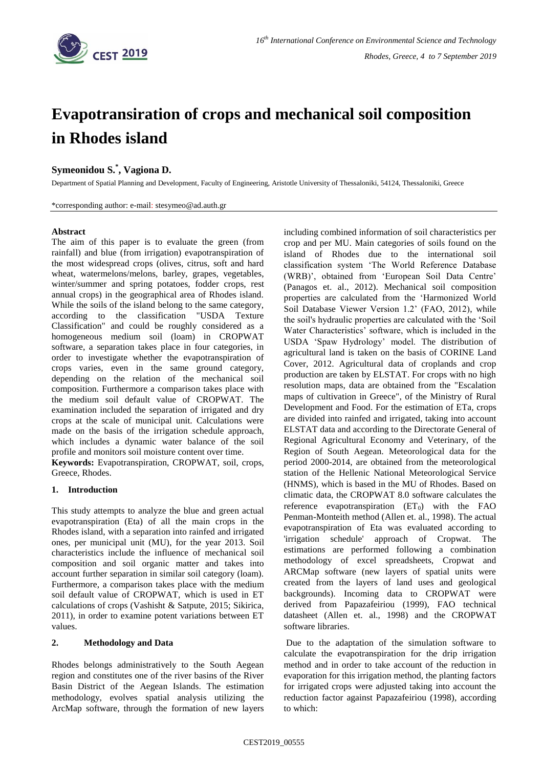# Evapotransiration of crops and mechanical soil composition in Rhodes island

**Symeonidou S.*, Vagiona D.**

Department of Spatial Planning and Development, Faculty of Engineering, Aristotle University of Thessaloniki, 54124, Thessaloniki, Greece

*corresponding author: e-mail: stesymeo@ad.auth.gr

### Abstract

The aim of this paper is to evaluate the green (from rainfall) and blue (from irrigation) evapotranspiration of the most widespread crops (olives, citrus, soft and hard wheat, watermelons/melons, barley, grapes, vegetables, winter/summer and spring potatoes, fodder crops, rest annual crops) in the geographical area of Rhodes island. While the soils of the island belong to the same category, according to the classification "USDA Texture Classification" and could be roughly considered as a homogeneous medium soil (loam) in CROPWAT software, a separation takes place in four categories, in order to investigate whether the evapotranspiration of crops varies, even in the same ground category, depending on the relation of the mechanical soil composition. Furthermore a comparison takes place with the medium soil default value of CROPWAT. The examination included the separation of irrigated and dry crops at the scale of municipal unit. Calculations were made on the basis of the irrigation schedule approach, which includes a dynamic water balance of the soil profile and monitors soil moisture content over time.

**Keywords:** Evapotranspiration, CROPWAT, soil, crops, Greece, Rhodes.

## 1. Introduction

This study attempts to analyze the blue and green actual evapotranspiration (Eta) of all the main crops in the Rhodes island, with a separation into rainfed and irrigated ones, per municipal unit (MU), for the year 2013. Soil characteristics include the influence of mechanical soil composition and soil organic matter and takes into account further separation in similar soil category (loam). Furthermore, a comparison takes place with the medium soil default value of CROPWAT, which is used in ET calculations of crops (Vashisht & Satpute, 2015; Sikirica, 2011), in order to examine potent variations between ET values.

## 2. Methodology and Data

Rhodes belongs administratively to the South Aegean region and constitutes one of the river basins of the River Basin District of the Aegean Islands. The estimation methodology, evolves spatial analysis utilizing the ArcMap software, through the formation of new layers including combined information of soil characteristics per crop and per MU. Main categories of soils found on the island of Rhodes due to the international soil classification system 'The World Reference Database (WRB)', obtained from 'European Soil Data Centre' (Panagos et. al., 2012). Mechanical soil composition properties are calculated from the 'Harmonized World Soil Database Viewer Version 1.2' (FAO, 2012), while the soil's hydraulic properties are calculated with the 'Soil Water Characteristics' software, which is included in the USDA 'Spaw Hydrology' model. The distribution of agricultural land is taken on the basis of CORINE Land Cover, 2012. Agricultural data of croplands and crop production are taken by ELSTAT. For crops with no high resolution maps, data are obtained from the "Escalation maps of cultivation in Greece", of the Ministry of Rural Development and Food. For the estimation of ETa, crops are divided into rainfed and irrigated, taking into account ELSTAT data and according to the Directorate General of Regional Agricultural Economy and Veterinary, of the Region of South Aegean. Meteorological data for the period 2000-2014, are obtained from the meteorological station of the Hellenic National Meteorological Service (HNMS), which is based in the MU of Rhodes. Based on climatic data, the CROPWAT 8.0 software calculates the reference evapotranspiration ($ET_0$) with the FAO Penman-Monteith method (Allen et. al., 1998). The actual evapotranspiration of Eta was evaluated according to 'irrigation schedule' approach of Cropwat. The estimations are performed following a combination methodology of excel spreadsheets, Cropwat and ARCMap software (new layers of spatial units were created from the layers of land uses and geological backgrounds). Incoming data to CROPWAT were derived from Papazafeiriou (1999), FAO technical datasheet (Allen et. al., 1998) and the CROPWAT software libraries.

Due to the adaptation of the simulation software to calculate the evapotranspiration for the drip irrigation method and in order to take account of the reduction in evaporation for this irrigation method, the planting factors for irrigated crops were adjusted taking into account the reduction factor against Papazafeiriou (1998), according to which: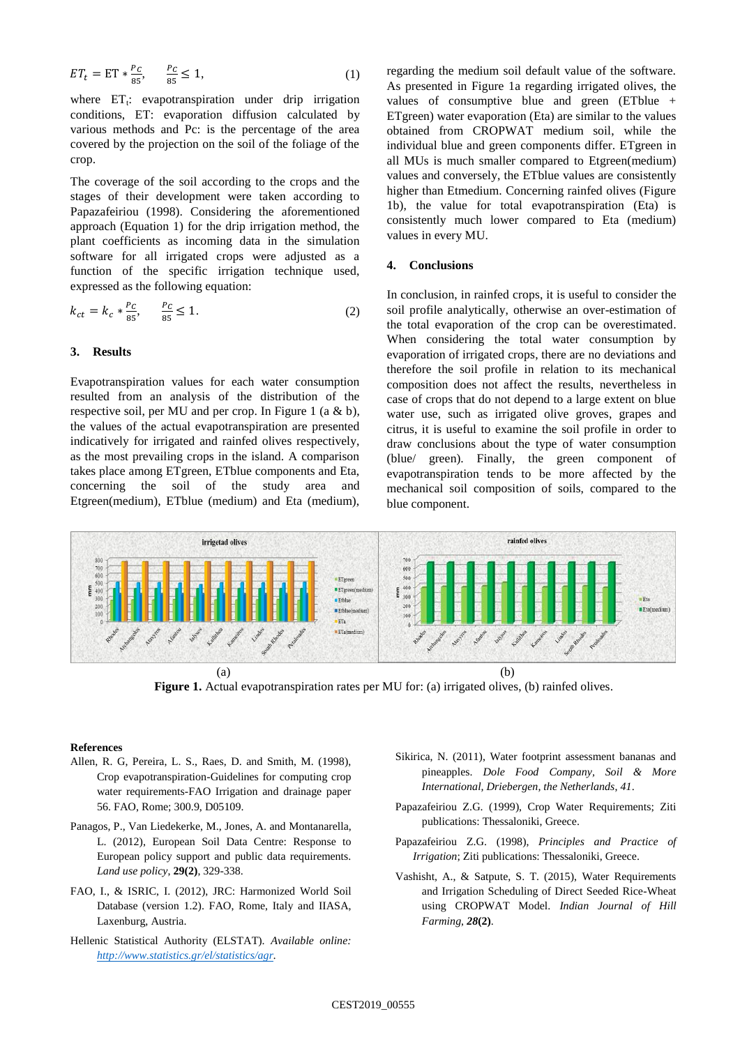$$ET_t = \text{ET} * \frac{Pc}{85}, \quad \frac{Pc}{85} \leq 1, \tag{1}$$

where $ET_t$: evapotranspiration under drip irrigation conditions, ET: evaporation diffusion calculated by various methods and Pc: is the percentage of the area covered by the projection on the soil of the foliage of the crop.

The coverage of the soil according to the crops and the stages of their development were taken according to Papazafeiriou (1998). Considering the aforementioned approach (Equation 1) for the drip irrigation method, the plant coefficients as incoming data in the simulation software for all irrigated crops were adjusted as a function of the specific irrigation technique used, expressed as the following equation:

$$k_{ct} = k_c * \frac{Pc}{85}, \quad \frac{Pc}{85} \leq 1. \tag{2}$$

## 3. Results

Evapotranspiration values for each water consumption resulted from an analysis of the distribution of the respective soil, per MU and per crop. In Figure 1 (a & b), the values of the actual evapotranspiration are presented indicatively for irrigated and rainfed olives respectively, as the most prevailing crops in the island. A comparison takes place among ETgreen, ETblue components and Eta, concerning the soil of the study area and Etgreen(medium), ETblue (medium) and Eta (medium), regarding the medium soil default value of the software. As presented in Figure 1a regarding irrigated olives, the values of consumptive blue and green (ETblue + ETgreen) water evaporation (Eta) are similar to the values obtained from CROPWAT medium soil, while the individual blue and green components differ. ETgreen in all MUs is much smaller compared to Etgreen(medium) values and conversely, the ETblue values are consistently higher than Etmedium. Concerning rainfed olives (Figure 1b), the value for total evapotranspiration (Eta) is consistently much lower compared to Eta (medium) values in every MU.

## 4. Conclusions

In conclusion, in rainfed crops, it is useful to consider the soil profile analytically, otherwise an over-estimation of the total evaporation of the crop can be overestimated. When considering the total water consumption by evaporation of irrigated crops, there are no deviations and therefore the soil profile in relation to its mechanical composition does not affect the results, nevertheless in case of crops that do not depend to a large extent on blue water use, such as irrigated olive groves, grapes and citrus, it is useful to examine the soil profile in order to draw conclusions about the type of water consumption (blue/ green). Finally, the green component of evapotranspiration tends to be more affected by the mechanical soil composition of soils, compared to the blue component.

irrigetad olives

mm

800
700
600
500
400
300
200
100
0

Rhodes, Archangelos, Atavyros, Afantou, Ialysos, Kallithea, Kamairos, Lindos, South Rhodes, Petaloudes

ETgreen
ETgreen(medium)
ETblue
ETblue(medium)
ETa
ETa(medium)

rainfed olives

mm

700
600
500
400
300
200
100
0

Rhodes, Archangelos, Atavyros, Afantou, Ialysos, Kallithea, Kamairos, Lindos, South Rhodes, Petaloudes

Eta
Eta(medium)

(a) (b)

**Figure 1.** Actual evapotranspiration rates per MU for: (a) irrigated olives, (b) rainfed olives.

## References

Allen, R. G, Pereira, L. S., Raes, D. and Smith, M. (1998), Crop evapotranspiration-Guidelines for computing crop water requirements-FAO Irrigation and drainage paper 56. FAO, Rome; 300.9, D05109.

Panagos, P., Van Liedekerke, M., Jones, A. and Montanarella, L. (2012), European Soil Data Centre: Response to European policy support and public data requirements. *Land use policy*, **29(2)**, 329-338.

FAO, I., & ISRIC, I. (2012), JRC: Harmonized World Soil Database (version 1.2). FAO, Rome, Italy and IIASA, Laxenburg, Austria.

Hellenic Statistical Authority (ELSTAT). *Available online: http://www.statistics.gr/el/statistics/agr*.

Sikirica, N. (2011), Water footprint assessment bananas and pineapples. *Dole Food Company, Soil & More International, Driebergen, the Netherlands, 41*.

Papazafeiriou Z.G. (1999), Crop Water Requirements; Ziti publications: Thessaloniki, Greece.

Papazafeiriou Z.G. (1998), *Principles and Practice of Irrigation*; Ziti publications: Thessaloniki, Greece.

Vashisht, A., & Satpute, S. T. (2015), Water Requirements and Irrigation Scheduling of Direct Seeded Rice-Wheat using CROPWAT Model. *Indian Journal of Hill Farming*, ***28*(2)**.